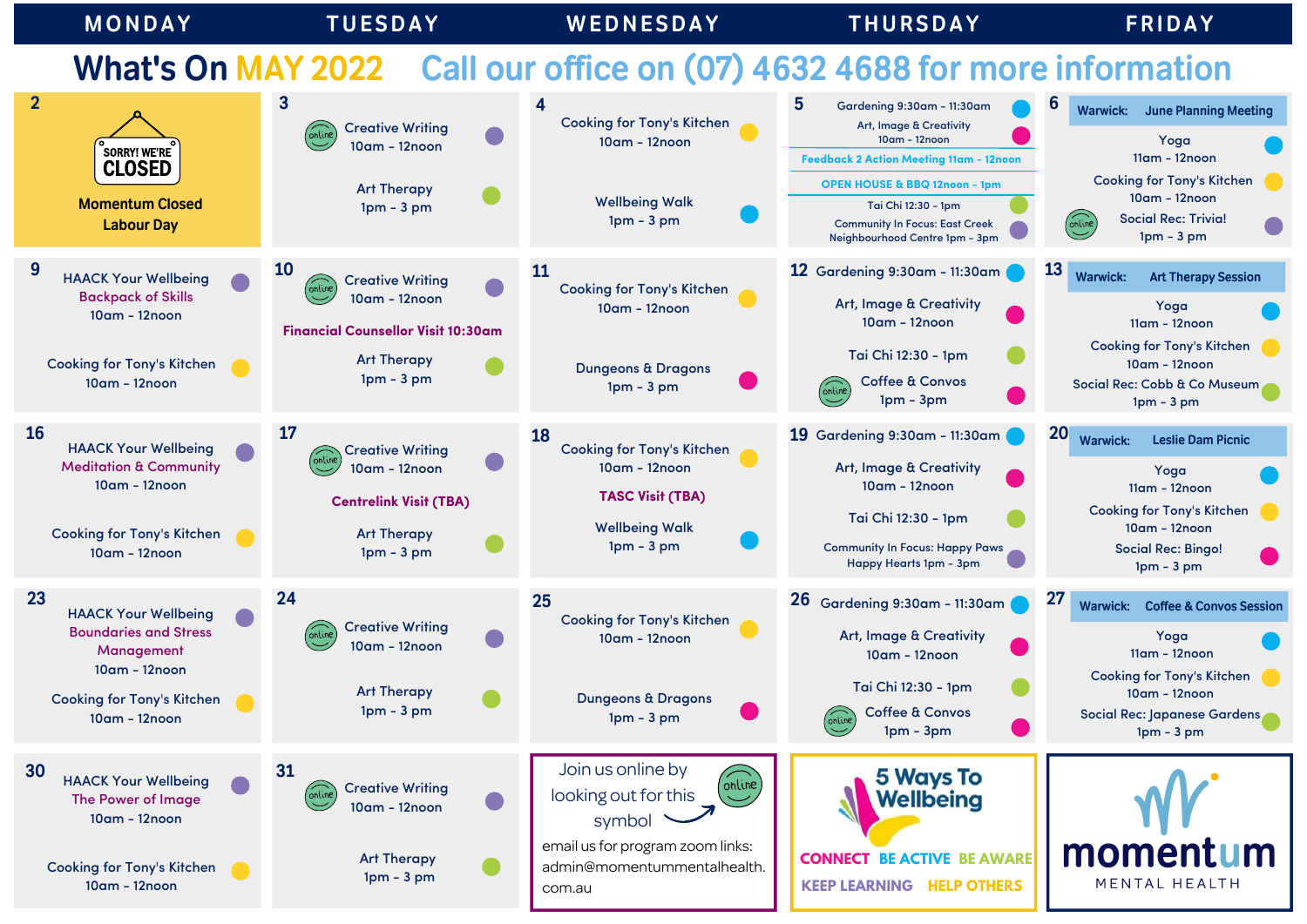# What's On MAY 2022

**Call our office on (07) 4632 4688 for more information**

| MONDAY | TUESDAY | WEDNESDAY | THURSDAY | FRIDAY |
|---|---|---|---|---|
| **2** SORRY! WE'RE CLOSED Momentum Closed Labour Day | **3** (online) Creative Writing 10am - 12noon; Art Therapy 1pm - 3 pm | **4** Cooking for Tony's Kitchen 10am - 12noon; Wellbeing Walk 1pm - 3 pm | **5** Gardening 9:30am - 11:30am; Art, Image & Creativity 10am - 12noon; Feedback 2 Action Meeting 11am - 12noon; OPEN HOUSE & BBQ 12noon - 1pm; Tai Chi 12:30 - 1pm; Community In Focus: East Creek Neighbourhood Centre 1pm - 3pm | **6** Warwick: June Planning Meeting; Yoga 11am - 12noon; Cooking for Tony's Kitchen 10am - 12noon; (online) Social Rec: Trivia! 1pm - 3 pm |
| **9** HAACK Your Wellbeing Backpack of Skills 10am - 12noon; Cooking for Tony's Kitchen 10am - 12noon | **10** (online) Creative Writing 10am - 12noon; Financial Counsellor Visit 10:30am; Art Therapy 1pm - 3 pm | **11** Cooking for Tony's Kitchen 10am - 12noon; Dungeons & Dragons 1pm - 3 pm | **12** Gardening 9:30am - 11:30am; Art, Image & Creativity 10am - 12noon; Tai Chi 12:30 - 1pm; (online) Coffee & Convos 1pm - 3pm | **13** Warwick: Art Therapy Session; Yoga 11am - 12noon; Cooking for Tony's Kitchen 10am - 12noon; Social Rec: Cobb & Co Museum 1pm - 3 pm |
| **16** HAACK Your Wellbeing Meditation & Community 10am - 12noon; Cooking for Tony's Kitchen 10am - 12noon | **17** (online) Creative Writing 10am - 12noon; Centrelink Visit (TBA); Art Therapy 1pm - 3 pm | **18** Cooking for Tony's Kitchen 10am - 12noon; TASC Visit (TBA); Wellbeing Walk 1pm - 3 pm | **19** Gardening 9:30am - 11:30am; Art, Image & Creativity 10am - 12noon; Tai Chi 12:30 - 1pm; Community In Focus: Happy Paws Happy Hearts 1pm - 3pm | **20** Warwick: Leslie Dam Picnic; Yoga 11am - 12noon; Cooking for Tony's Kitchen 10am - 12noon; Social Rec: Bingo! 1pm - 3 pm |
| **23** HAACK Your Wellbeing Boundaries and Stress Management 10am - 12noon; Cooking for Tony's Kitchen 10am - 12noon | **24** (online) Creative Writing 10am - 12noon; Art Therapy 1pm - 3 pm | **25** Cooking for Tony's Kitchen 10am - 12noon; Dungeons & Dragons 1pm - 3 pm | **26** Gardening 9:30am - 11:30am; Art, Image & Creativity 10am - 12noon; Tai Chi 12:30 - 1pm; (online) Coffee & Convos 1pm - 3pm | **27** Warwick: Coffee & Convos Session; Yoga 11am - 12noon; Cooking for Tony's Kitchen 10am - 12noon; Social Rec: Japanese Gardens 1pm - 3 pm |
| **30** HAACK Your Wellbeing The Power of Image 10am - 12noon; Cooking for Tony's Kitchen 10am - 12noon | **31** (online) Creative Writing 10am - 12noon; Art Therapy 1pm - 3 pm | Join us online by looking out for this symbol (online). Email us for program zoom links: admin@momentummentalhealth.com.au | 5 Ways To Wellbeing: CONNECT, BE ACTIVE, BE AWARE, KEEP LEARNING, HELP OTHERS | momentum MENTAL HEALTH |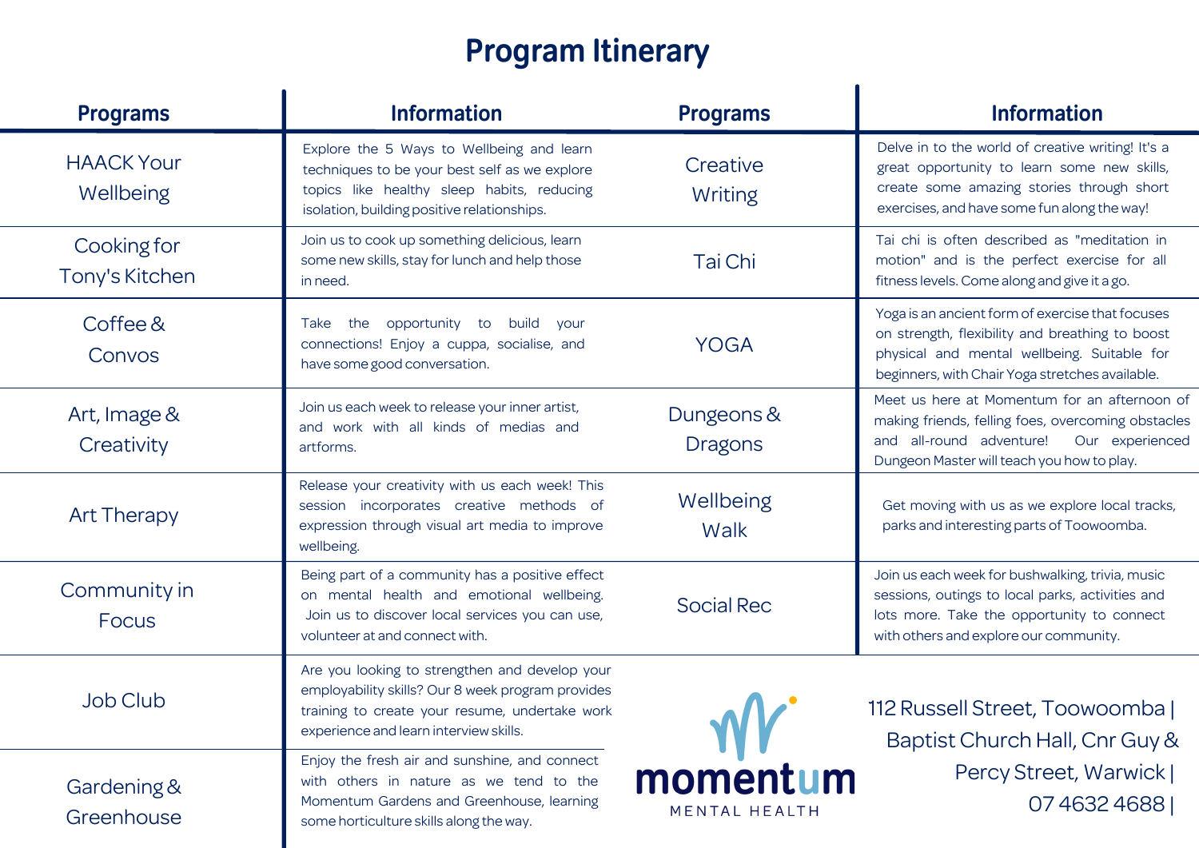# Program Itinerary

| Programs | Information | Programs | Information |
|---|---|---|---|
| HAACK Your Wellbeing | Explore the 5 Ways to Wellbeing and learn techniques to be your best self as we explore topics like healthy sleep habits, reducing isolation, building positive relationships. | Creative Writing | Delve in to the world of creative writing! It's a great opportunity to learn some new skills, create some amazing stories through short exercises, and have some fun along the way! |
| Cooking for Tony's Kitchen | Join us to cook up something delicious, learn some new skills, stay for lunch and help those in need. | Tai Chi | Tai chi is often described as "meditation in motion" and is the perfect exercise for all fitness levels. Come along and give it a go. |
| Coffee & Convos | Take the opportunity to build your connections! Enjoy a cuppa, socialise, and have some good conversation. | YOGA | Yoga is an ancient form of exercise that focuses on strength, flexibility and breathing to boost physical and mental wellbeing. Suitable for beginners, with Chair Yoga stretches available. |
| Art, Image & Creativity | Join us each week to release your inner artist, and work with all kinds of medias and artforms. | Dungeons & Dragons | Meet us here at Momentum for an afternoon of making friends, felling foes, overcoming obstacles and all-round adventure! Our experienced Dungeon Master will teach you how to play. |
| Art Therapy | Release your creativity with us each week! This session incorporates creative methods of expression through visual art media to improve wellbeing. | Wellbeing Walk | Get moving with us as we explore local tracks, parks and interesting parts of Toowoomba. |
| Community in Focus | Being part of a community has a positive effect on mental health and emotional wellbeing. Join us to discover local services you can use, volunteer at and connect with. | Social Rec | Join us each week for bushwalking, trivia, music sessions, outings to local parks, activities and lots more. Take the opportunity to connect with others and explore our community. |
| Job Club | Are you looking to strengthen and develop your employability skills? Our 8 week program provides training to create your resume, undertake work experience and learn interview skills. | | |
| Gardening & Greenhouse | Enjoy the fresh air and sunshine, and connect with others in nature as we tend to the Momentum Gardens and Greenhouse, learning some horticulture skills along the way. | | |

**momentum**
MENTAL HEALTH

112 Russell Street, Toowoomba |
Baptist Church Hall, Cnr Guy & Percy Street, Warwick |
07 4632 4688 |